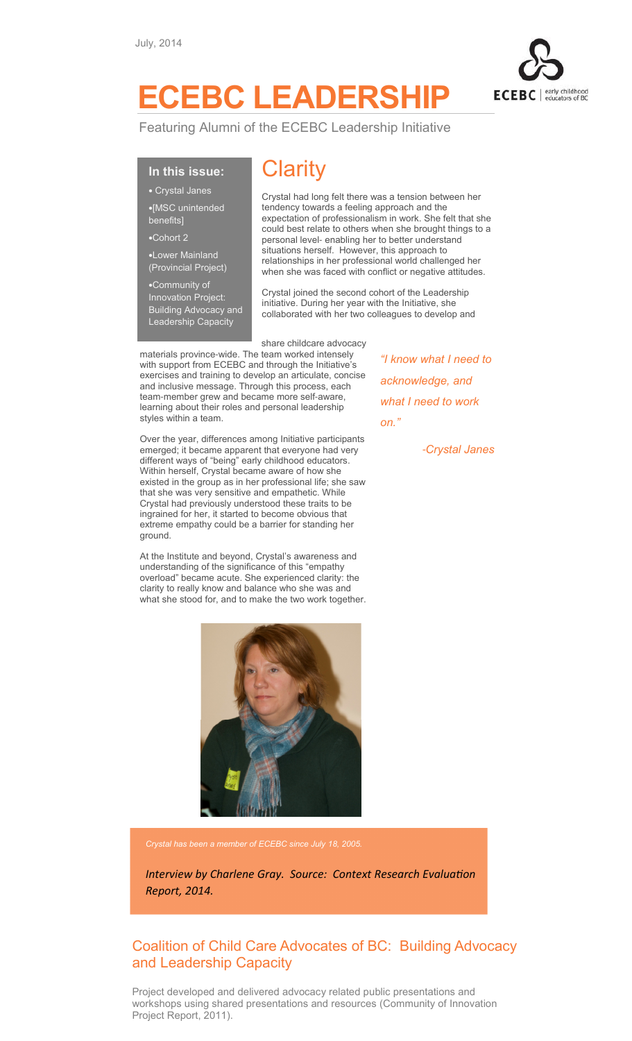July, 2014

# ECEBC LEADERSHIP

Featuring Alumni of the ECEBC Leadership Initiative

**In this issue:**

- Crystal Janes
- [MSC unintended benefits]
- Cohort 2
- Lower Mainland (Provincial Project)
- Community of Innovation Project: Building Advocacy and Leadership Capacity

## Clarity

Crystal had long felt there was a tension between her tendency towards a feeling approach and the expectation of professionalism in work. She felt that she could best relate to others when she brought things to a personal level- enabling her to better understand situations herself. However, this approach to relationships in her professional world challenged her when she was faced with conflict or negative attitudes.

Crystal joined the second cohort of the Leadership initiative. During her year with the Initiative, she collaborated with her two colleagues to develop and share childcare advocacy materials province-wide. The team worked intensely with support from ECEBC and through the Initiative's exercises and training to develop an articulate, concise and inclusive message. Through this process, each team-member grew and became more self-aware, learning about their roles and personal leadership styles within a team.

Over the year, differences among Initiative participants emerged; it became apparent that everyone had very different ways of "being" early childhood educators. Within herself, Crystal became aware of how she existed in the group as in her professional life; she saw that she was very sensitive and empathetic. While Crystal had previously understood these traits to be ingrained for her, it started to become obvious that extreme empathy could be a barrier for standing her ground.

At the Institute and beyond, Crystal's awareness and understanding of the significance of this "empathy overload" became acute. She experienced clarity: the clarity to really know and balance who she was and what she stood for, and to make the two work together.

*"I know what I need to acknowledge, and what I need to work on."*

*-Crystal Janes*

*Crystal has been a member of ECEBC since July 18, 2005.*

*Interview by Charlene Gray. Source: Context Research Evaluation Report, 2014.*

## Coalition of Child Care Advocates of BC: Building Advocacy and Leadership Capacity

Project developed and delivered advocacy related public presentations and workshops using shared presentations and resources (Community of Innovation Project Report, 2011).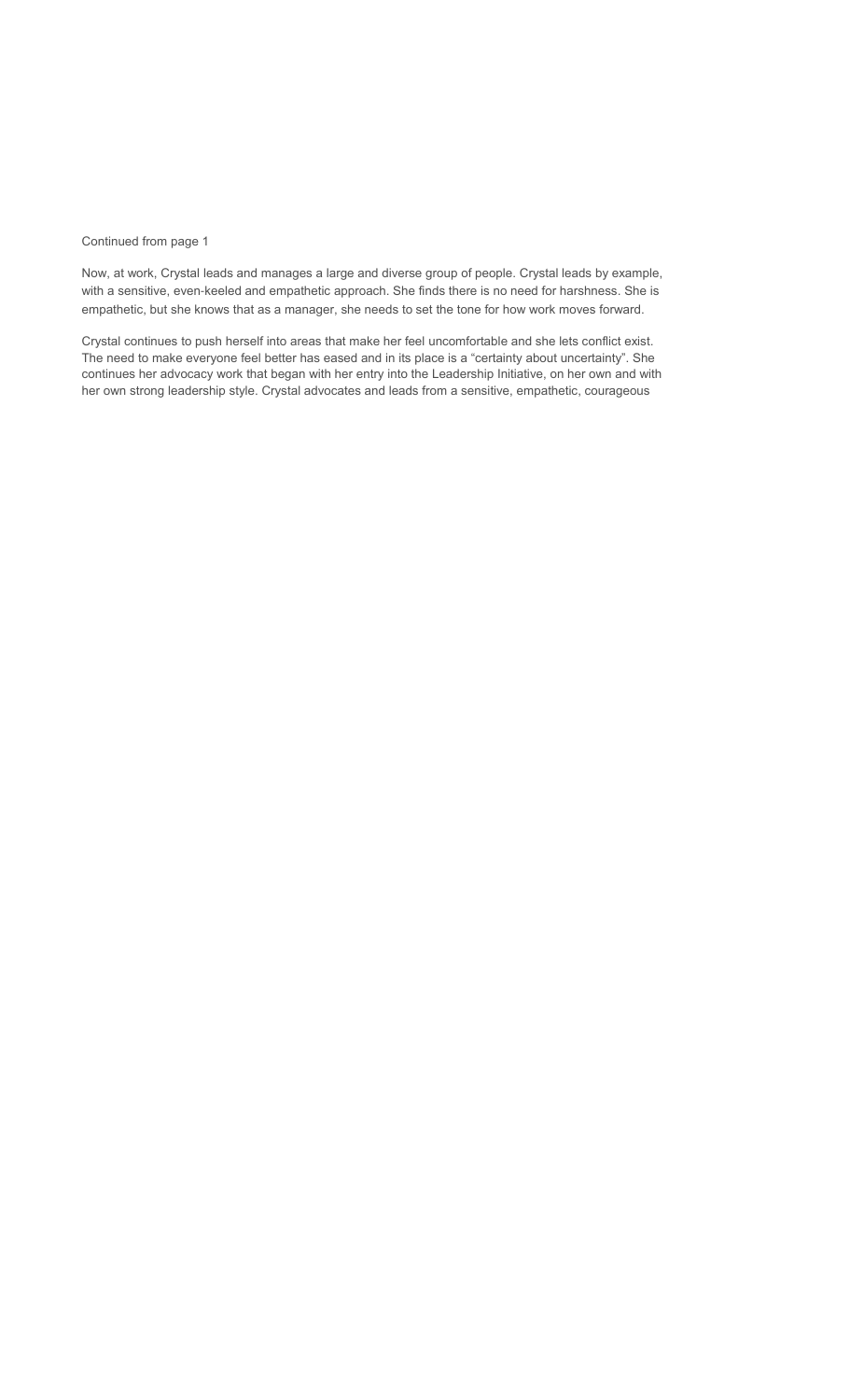Continued from page 1

Now, at work, Crystal leads and manages a large and diverse group of people. Crystal leads by example, with a sensitive, even-keeled and empathetic approach. She finds there is no need for harshness. She is empathetic, but she knows that as a manager, she needs to set the tone for how work moves forward.

Crystal continues to push herself into areas that make her feel uncomfortable and she lets conflict exist. The need to make everyone feel better has eased and in its place is a "certainty about uncertainty". She continues her advocacy work that began with her entry into the Leadership Initiative, on her own and with her own strong leadership style. Crystal advocates and leads from a sensitive, empathetic, courageous